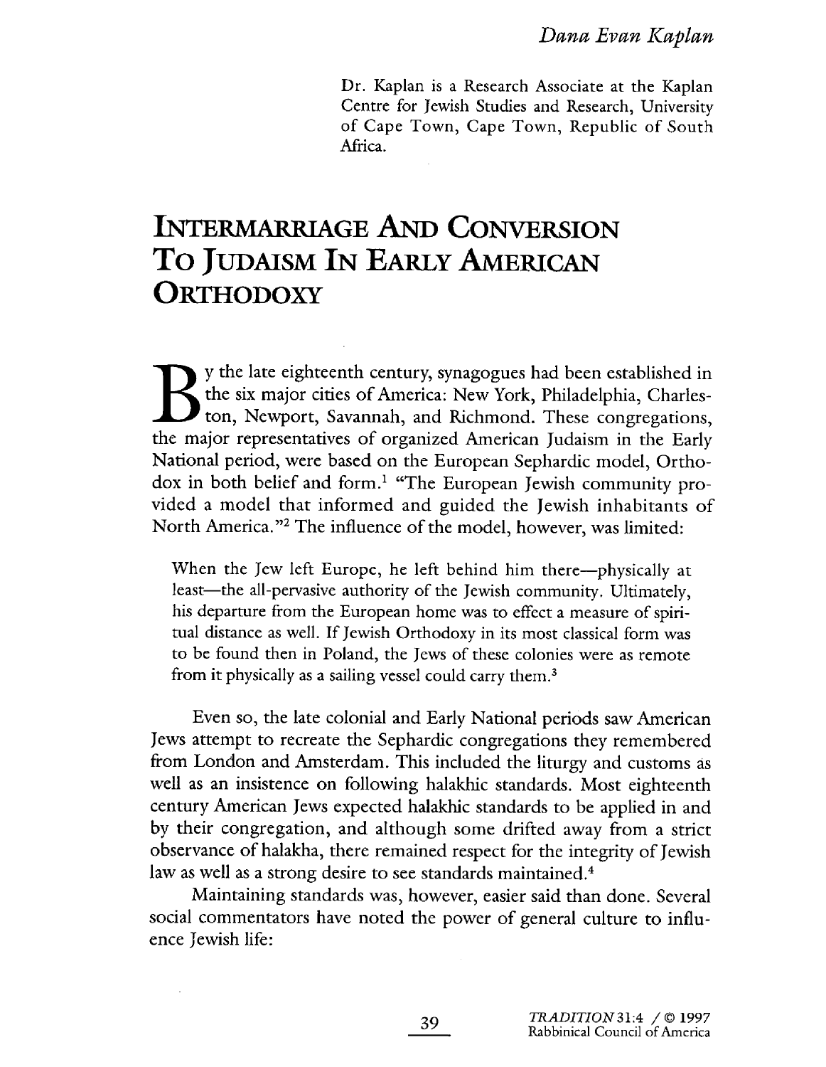*Dana Evan Kaplan*

Dr. Kaplan is a Research Associate at the Kaplan Centre for Jewish Studies and Research, University of Cape Town, Cape Town, Republic of South Africa.

# INTERMARRIAGE AND CONVERSION TO JUDAISM IN EARLY AMERICAN ORTHODOXY

By the late eighteenth century, synagogues had been established in the six major cities of America: New York, Philadelphia, Charleston, Newport, Savannah, and Richmond. These congregations, the major representatives of organized American Judaism in the Early National period, were based on the European Sephardic model, Orthodox in both belief and form.[1] "The European Jewish community provided a model that informed and guided the Jewish inhabitants of North America."[2] The influence of the model, however, was limited:

> When the Jew left Europe, he left behind him there—physically at least—the all-pervasive authority of the Jewish community. Ultimately, his departure from the European home was to effect a measure of spiritual distance as well. If Jewish Orthodoxy in its most classical form was to be found then in Poland, the Jews of these colonies were as remote from it physically as a sailing vessel could carry them.[3]

Even so, the late colonial and Early National periods saw American Jews attempt to recreate the Sephardic congregations they remembered from London and Amsterdam. This included the liturgy and customs as well as an insistence on following halakhic standards. Most eighteenth century American Jews expected halakhic standards to be applied in and by their congregation, and although some drifted away from a strict observance of halakha, there remained respect for the integrity of Jewish law as well as a strong desire to see standards maintained.[4]

Maintaining standards was, however, easier said than done. Several social commentators have noted the power of general culture to influence Jewish life: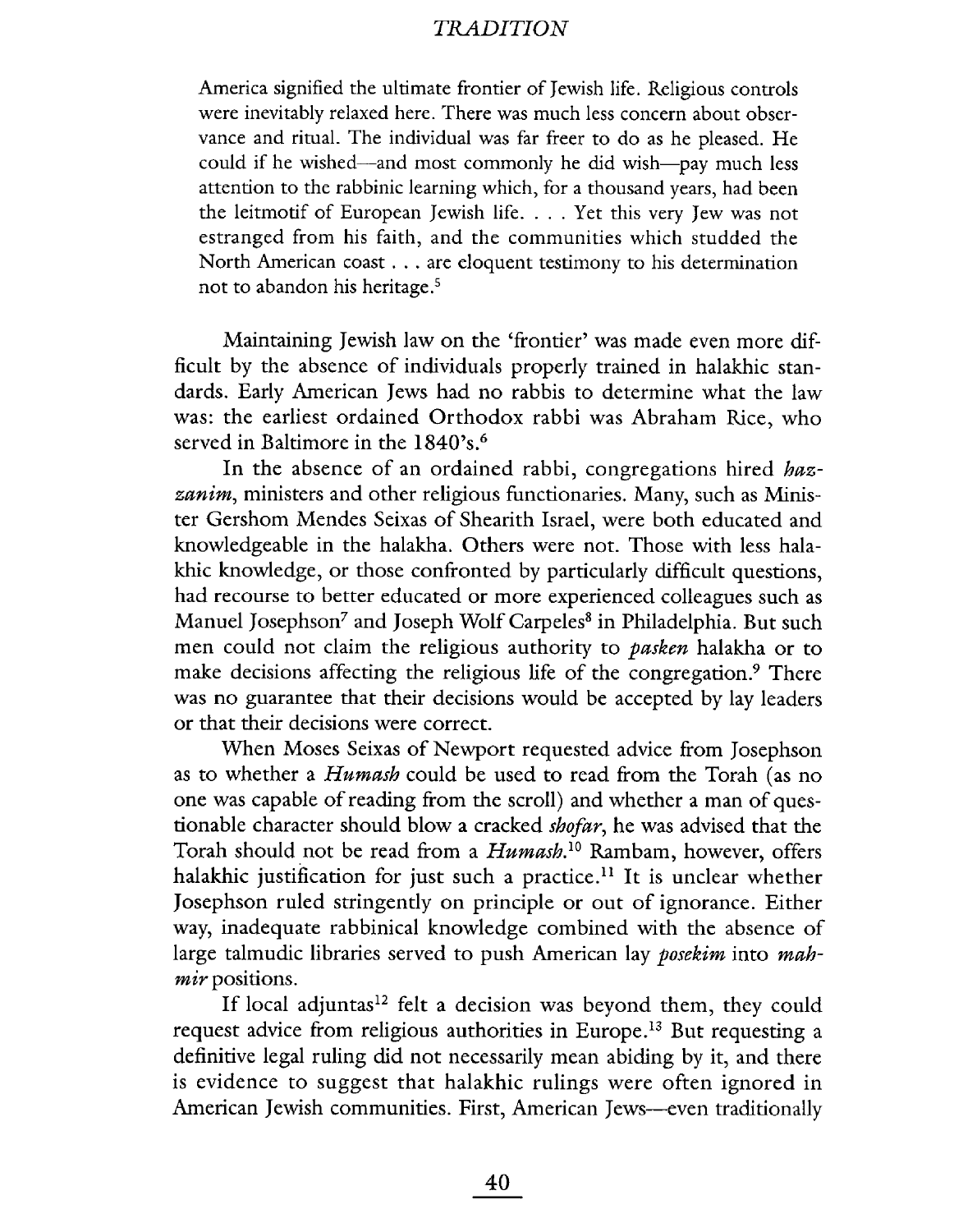> America signified the ultimate frontier of Jewish life. Religious controls were inevitably relaxed here. There was much less concern about observance and ritual. The individual was far freer to do as he pleased. He could if he wished—and most commonly he did wish—pay much less attention to the rabbinic learning which, for a thousand years, had been the leitmotif of European Jewish life. . . . Yet this very Jew was not estranged from his faith, and the communities which studded the North American coast . . . are eloquent testimony to his determination not to abandon his heritage.[5]

Maintaining Jewish law on the 'frontier' was made even more difficult by the absence of individuals properly trained in halakhic standards. Early American Jews had no rabbis to determine what the law was: the earliest ordained Orthodox rabbi was Abraham Rice, who served in Baltimore in the 1840's.[6]

In the absence of an ordained rabbi, congregations hired *hazzanim*, ministers and other religious functionaries. Many, such as Minister Gershom Mendes Seixas of Shearith Israel, were both educated and knowledgeable in the halakha. Others were not. Those with less halakhic knowledge, or those confronted by particularly difficult questions, had recourse to better educated or more experienced colleagues such as Manuel Josephson[7] and Joseph Wolf Carpeles[8] in Philadelphia. But such men could not claim the religious authority to *pasken* halakha or to make decisions affecting the religious life of the congregation.[9] There was no guarantee that their decisions would be accepted by lay leaders or that their decisions were correct.

When Moses Seixas of Newport requested advice from Josephson as to whether a *Humash* could be used to read from the Torah (as no one was capable of reading from the scroll) and whether a man of questionable character should blow a cracked *shofar*, he was advised that the Torah should not be read from a *Humash*.[10] Rambam, however, offers halakhic justification for just such a practice.[11] It is unclear whether Josephson ruled stringently on principle or out of ignorance. Either way, inadequate rabbinical knowledge combined with the absence of large talmudic libraries served to push American lay *posekim* into *mahmir* positions.

If local adjuntas[12] felt a decision was beyond them, they could request advice from religious authorities in Europe.[13] But requesting a definitive legal ruling did not necessarily mean abiding by it, and there is evidence to suggest that halakhic rulings were often ignored in American Jewish communities. First, American Jews—even traditionally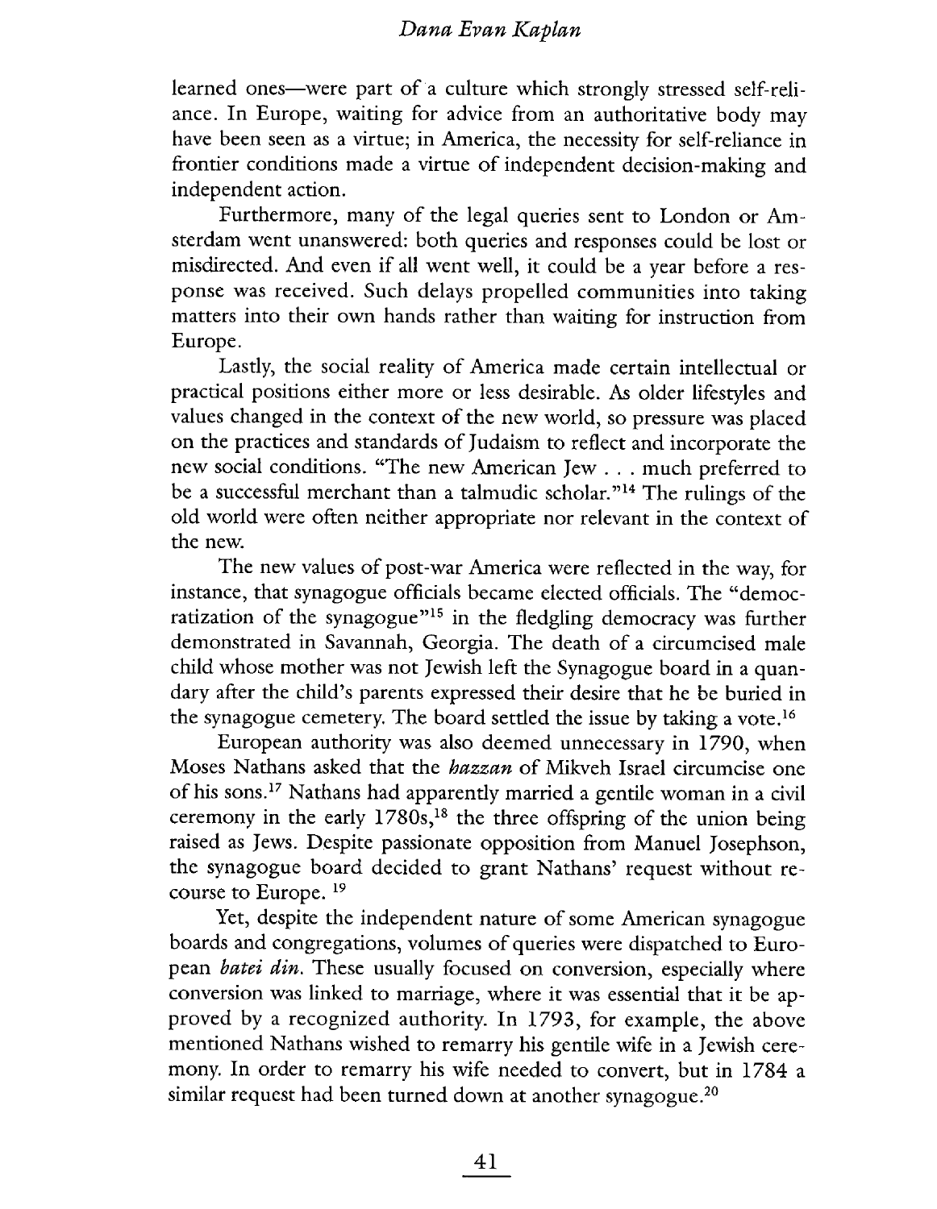learned ones—were part of a culture which strongly stressed self-reliance. In Europe, waiting for advice from an authoritative body may have been seen as a virtue; in America, the necessity for self-reliance in frontier conditions made a virtue of independent decision-making and independent action.

Furthermore, many of the legal queries sent to London or Amsterdam went unanswered: both queries and responses could be lost or misdirected. And even if all went well, it could be a year before a response was received. Such delays propelled communities into taking matters into their own hands rather than waiting for instruction from Europe.

Lastly, the social reality of America made certain intellectual or practical positions either more or less desirable. As older lifestyles and values changed in the context of the new world, so pressure was placed on the practices and standards of Judaism to reflect and incorporate the new social conditions. "The new American Jew . . . much preferred to be a successful merchant than a talmudic scholar."[14] The rulings of the old world were often neither appropriate nor relevant in the context of the new.

The new values of post-war America were reflected in the way, for instance, that synagogue officials became elected officials. The "democratization of the synagogue"[15] in the fledgling democracy was further demonstrated in Savannah, Georgia. The death of a circumcised male child whose mother was not Jewish left the Synagogue board in a quandary after the child's parents expressed their desire that he be buried in the synagogue cemetery. The board settled the issue by taking a vote.[16]

European authority was also deemed unnecessary in 1790, when Moses Nathans asked that the *hazzan* of Mikveh Israel circumcise one of his sons.[17] Nathans had apparently married a gentile woman in a civil ceremony in the early 1780s,[18] the three offspring of the union being raised as Jews. Despite passionate opposition from Manuel Josephson, the synagogue board decided to grant Nathans' request without recourse to Europe.[19]

Yet, despite the independent nature of some American synagogue boards and congregations, volumes of queries were dispatched to European *batei din*. These usually focused on conversion, especially where conversion was linked to marriage, where it was essential that it be approved by a recognized authority. In 1793, for example, the above mentioned Nathans wished to remarry his gentile wife in a Jewish ceremony. In order to remarry his wife needed to convert, but in 1784 a similar request had been turned down at another synagogue.[20]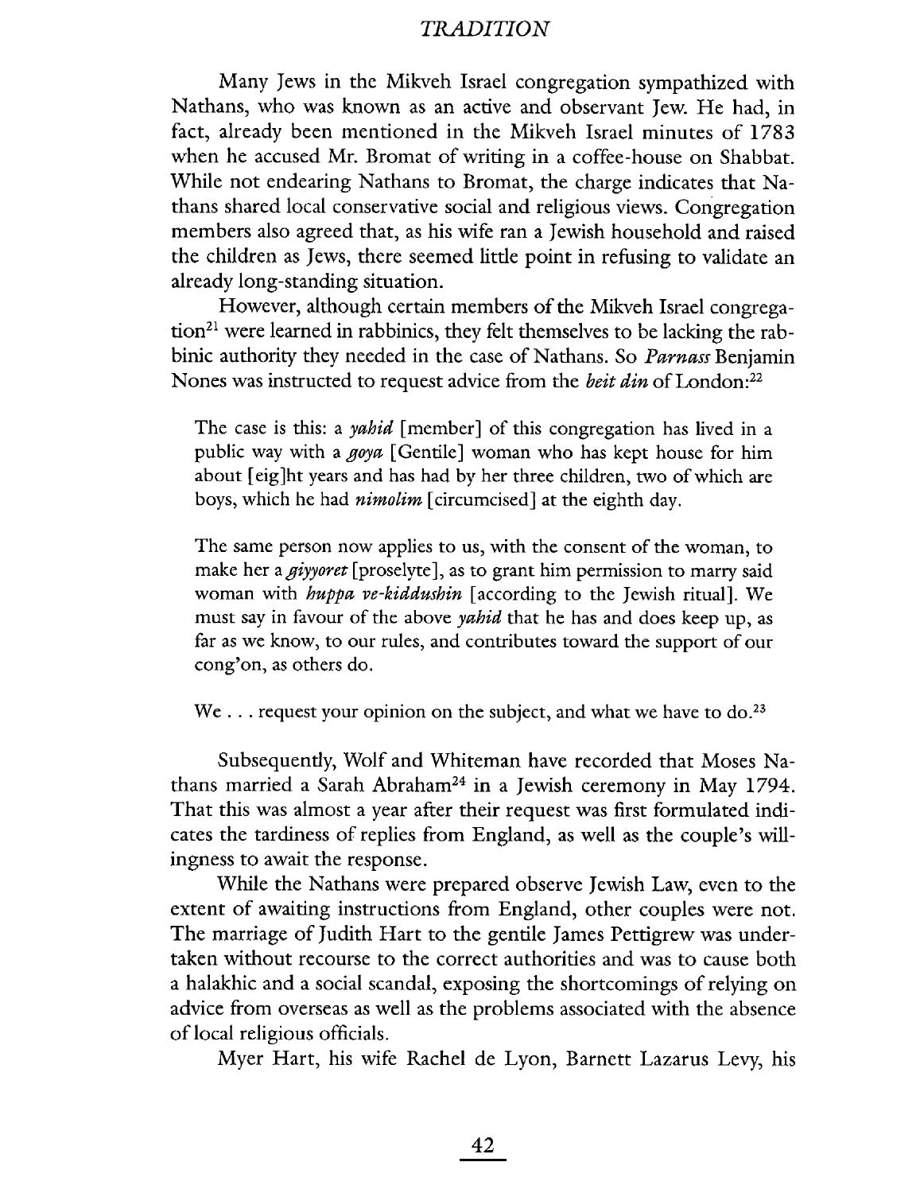Many Jews in the Mikveh Israel congregation sympathized with Nathans, who was known as an active and observant Jew. He had, in fact, already been mentioned in the Mikveh Israel minutes of 1783 when he accused Mr. Bromat of writing in a coffee-house on Shabbat. While not endearing Nathans to Bromat, the charge indicates that Nathans shared local conservative social and religious views. Congregation members also agreed that, as his wife ran a Jewish household and raised the children as Jews, there seemed little point in refusing to validate an already long-standing situation.

However, although certain members of the Mikveh Israel congregation[21] were learned in rabbinics, they felt themselves to be lacking the rabbinic authority they needed in the case of Nathans. So *Parnass* Benjamin Nones was instructed to request advice from the *beit din* of London:[22]

> The case is this: a *yahid* [member] of this congregation has lived in a public way with a *goya* [Gentile] woman who has kept house for him about [eig]ht years and has had by her three children, two of which are boys, which he had *nimolim* [circumcised] at the eighth day.
>
> The same person now applies to us, with the consent of the woman, to make her a *giyyoret* [proselyte], as to grant him permission to marry said woman with *huppa ve-kiddushin* [according to the Jewish ritual]. We must say in favour of the above *yahid* that he has and does keep up, as far as we know, to our rules, and contributes toward the support of our cong'on, as others do.
>
> We . . . request your opinion on the subject, and what we have to do.[23]

Subsequently, Wolf and Whiteman have recorded that Moses Nathans married a Sarah Abraham[24] in a Jewish ceremony in May 1794. That this was almost a year after their request was first formulated indicates the tardiness of replies from England, as well as the couple's willingness to await the response.

While the Nathans were prepared observe Jewish Law, even to the extent of awaiting instructions from England, other couples were not. The marriage of Judith Hart to the gentile James Pettigrew was undertaken without recourse to the correct authorities and was to cause both a halakhic and a social scandal, exposing the shortcomings of relying on advice from overseas as well as the problems associated with the absence of local religious officials.

Myer Hart, his wife Rachel de Lyon, Barnett Lazarus Levy, his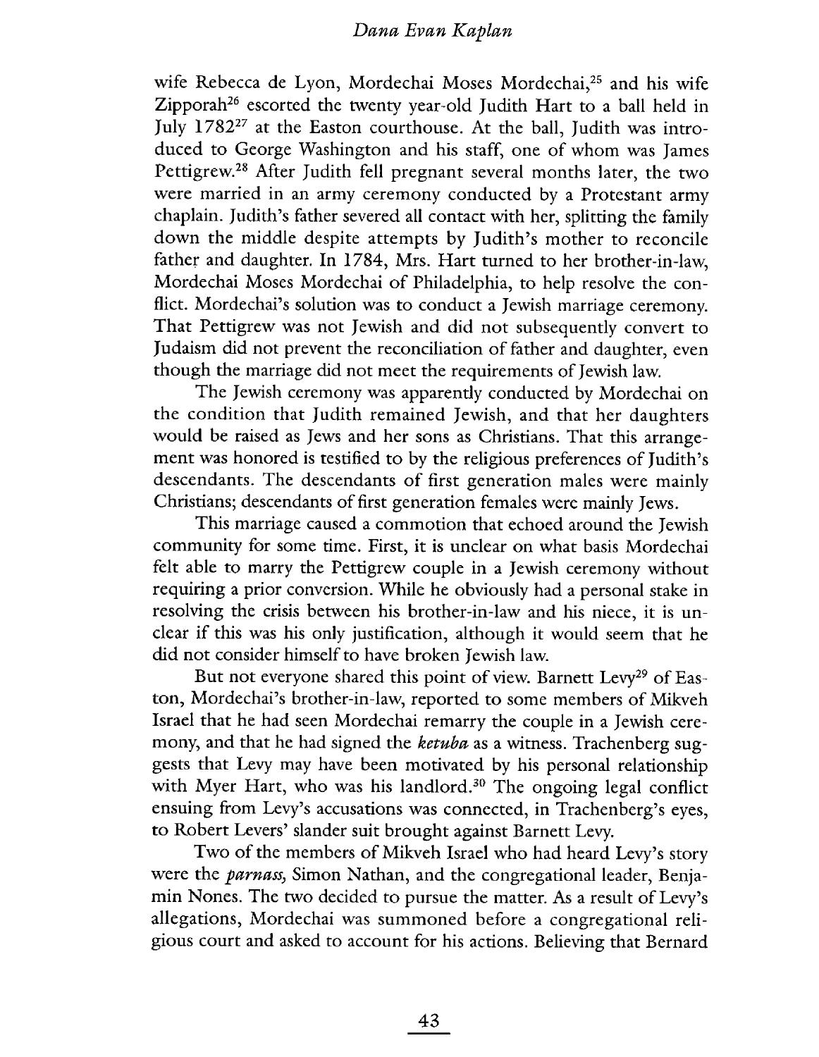wife Rebecca de Lyon, Mordechai Moses Mordechai,[25] and his wife Zipporah[26] escorted the twenty year-old Judith Hart to a ball held in July 1782[27] at the Easton courthouse. At the ball, Judith was introduced to George Washington and his staff, one of whom was James Pettigrew.[28] After Judith fell pregnant several months later, the two were married in an army ceremony conducted by a Protestant army chaplain. Judith's father severed all contact with her, splitting the family down the middle despite attempts by Judith's mother to reconcile father and daughter. In 1784, Mrs. Hart turned to her brother-in-law, Mordechai Moses Mordechai of Philadelphia, to help resolve the conflict. Mordechai's solution was to conduct a Jewish marriage ceremony. That Pettigrew was not Jewish and did not subsequently convert to Judaism did not prevent the reconciliation of father and daughter, even though the marriage did not meet the requirements of Jewish law.

The Jewish ceremony was apparently conducted by Mordechai on the condition that Judith remained Jewish, and that her daughters would be raised as Jews and her sons as Christians. That this arrangement was honored is testified to by the religious preferences of Judith's descendants. The descendants of first generation males were mainly Christians; descendants of first generation females were mainly Jews.

This marriage caused a commotion that echoed around the Jewish community for some time. First, it is unclear on what basis Mordechai felt able to marry the Pettigrew couple in a Jewish ceremony without requiring a prior conversion. While he obviously had a personal stake in resolving the crisis between his brother-in-law and his niece, it is unclear if this was his only justification, although it would seem that he did not consider himself to have broken Jewish law.

But not everyone shared this point of view. Barnett Levy[29] of Easton, Mordechai's brother-in-law, reported to some members of Mikveh Israel that he had seen Mordechai remarry the couple in a Jewish ceremony, and that he had signed the *ketuba* as a witness. Trachenberg suggests that Levy may have been motivated by his personal relationship with Myer Hart, who was his landlord.[30] The ongoing legal conflict ensuing from Levy's accusations was connected, in Trachenberg's eyes, to Robert Levers' slander suit brought against Barnett Levy.

Two of the members of Mikveh Israel who had heard Levy's story were the *parnass,* Simon Nathan, and the congregational leader, Benjamin Nones. The two decided to pursue the matter. As a result of Levy's allegations, Mordechai was summoned before a congregational religious court and asked to account for his actions. Believing that Bernard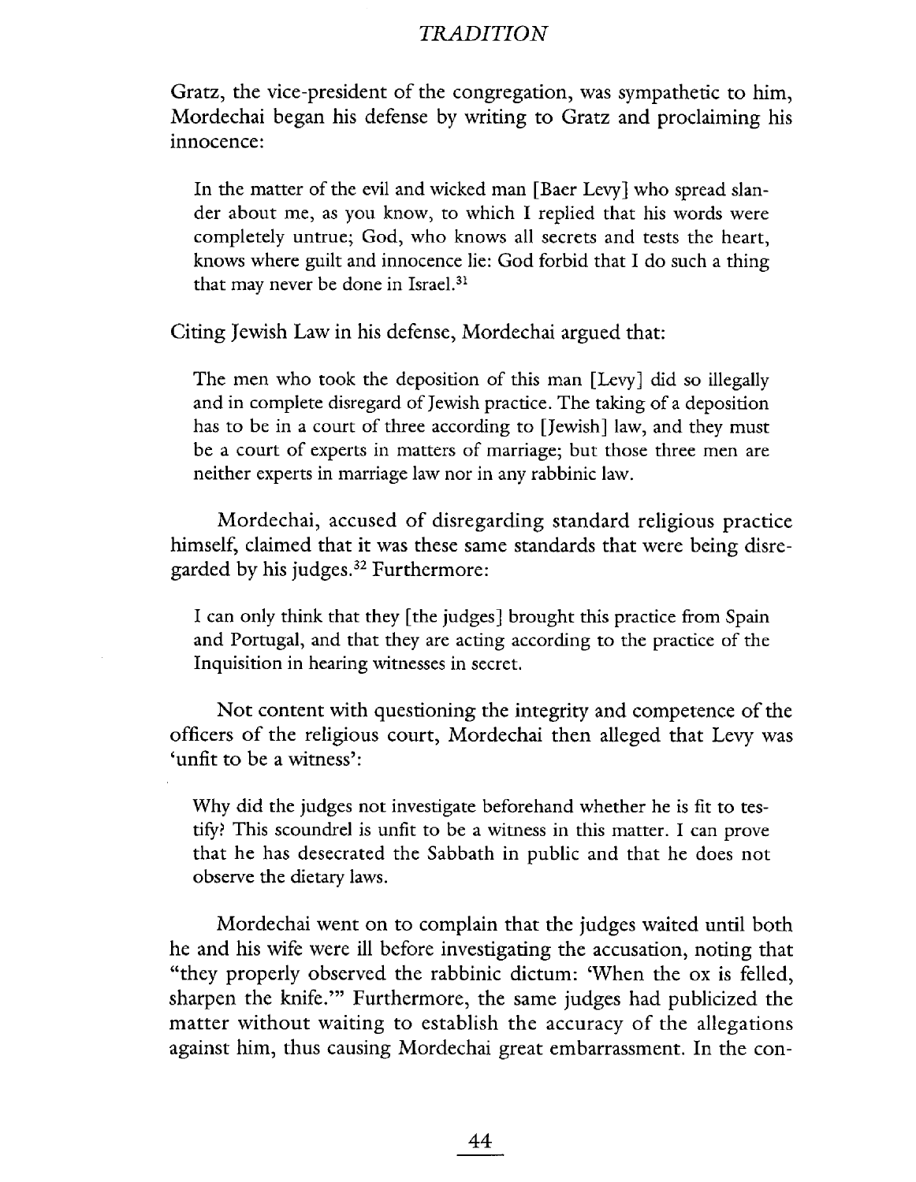Gratz, the vice-president of the congregation, was sympathetic to him, Mordechai began his defense by writing to Gratz and proclaiming his innocence:

> In the matter of the evil and wicked man [Baer Levy] who spread slander about me, as you know, to which I replied that his words were completely untrue; God, who knows all secrets and tests the heart, knows where guilt and innocence lie: God forbid that I do such a thing that may never be done in Israel.[31]

Citing Jewish Law in his defense, Mordechai argued that:

> The men who took the deposition of this man [Levy] did so illegally and in complete disregard of Jewish practice. The taking of a deposition has to be in a court of three according to [Jewish] law, and they must be a court of experts in matters of marriage; but those three men are neither experts in marriage law nor in any rabbinic law.

Mordechai, accused of disregarding standard religious practice himself, claimed that it was these same standards that were being disregarded by his judges.[32] Furthermore:

> I can only think that they [the judges] brought this practice from Spain and Portugal, and that they are acting according to the practice of the Inquisition in hearing witnesses in secret.

Not content with questioning the integrity and competence of the officers of the religious court, Mordechai then alleged that Levy was 'unfit to be a witness':

> Why did the judges not investigate beforehand whether he is fit to testify? This scoundrel is unfit to be a witness in this matter. I can prove that he has desecrated the Sabbath in public and that he does not observe the dietary laws.

Mordechai went on to complain that the judges waited until both he and his wife were ill before investigating the accusation, noting that "they properly observed the rabbinic dictum: 'When the ox is felled, sharpen the knife.'" Furthermore, the same judges had publicized the matter without waiting to establish the accuracy of the allegations against him, thus causing Mordechai great embarrassment. In the con-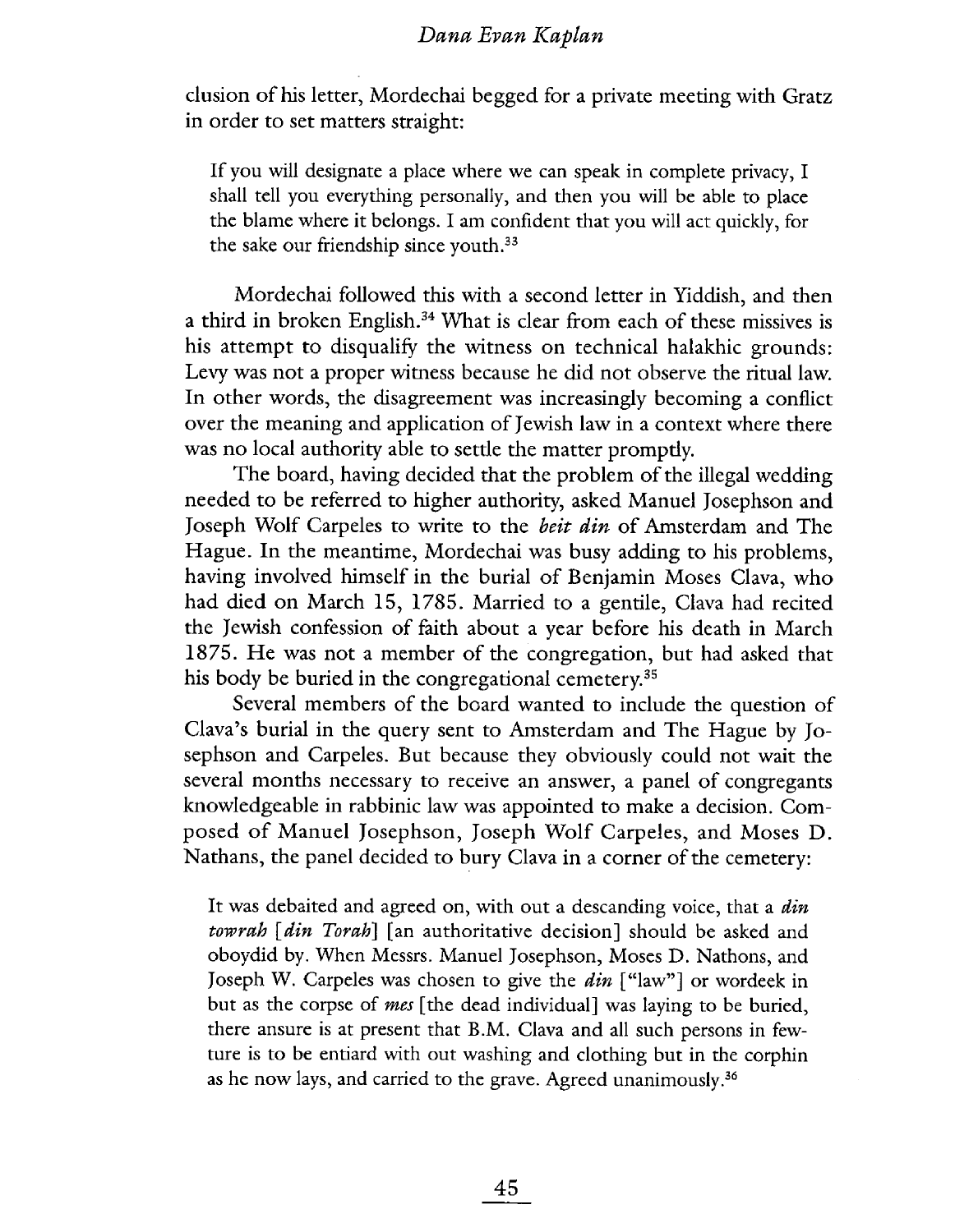clusion of his letter, Mordechai begged for a private meeting with Gratz in order to set matters straight:

> If you will designate a place where we can speak in complete privacy, I shall tell you everything personally, and then you will be able to place the blame where it belongs. I am confident that you will act quickly, for the sake our friendship since youth.[33]

Mordechai followed this with a second letter in Yiddish, and then a third in broken English.[34] What is clear from each of these missives is his attempt to disqualify the witness on technical halakhic grounds: Levy was not a proper witness because he did not observe the ritual law. In other words, the disagreement was increasingly becoming a conflict over the meaning and application of Jewish law in a context where there was no local authority able to settle the matter promptly.

The board, having decided that the problem of the illegal wedding needed to be referred to higher authority, asked Manuel Josephson and Joseph Wolf Carpeles to write to the *beit din* of Amsterdam and The Hague. In the meantime, Mordechai was busy adding to his problems, having involved himself in the burial of Benjamin Moses Clava, who had died on March 15, 1785. Married to a gentile, Clava had recited the Jewish confession of faith about a year before his death in March 1875. He was not a member of the congregation, but had asked that his body be buried in the congregational cemetery.[35]

Several members of the board wanted to include the question of Clava's burial in the query sent to Amsterdam and The Hague by Josephson and Carpeles. But because they obviously could not wait the several months necessary to receive an answer, a panel of congregants knowledgeable in rabbinic law was appointed to make a decision. Composed of Manuel Josephson, Joseph Wolf Carpeles, and Moses D. Nathans, the panel decided to bury Clava in a corner of the cemetery:

> It was debaited and agreed on, with out a descanding voice, that a *din towrah* [*din Torah*] [an authoritative decision] should be asked and oboydid by. When Messrs. Manuel Josephson, Moses D. Nathons, and Joseph W. Carpeles was chosen to give the *din* ["law"] or wordeek in but as the corpse of *mes* [the dead individual] was laying to be buried, there ansure is at present that B.M. Clava and all such persons in fewture is to be entiard with out washing and clothing but in the corphin as he now lays, and carried to the grave. Agreed unanimously.[36]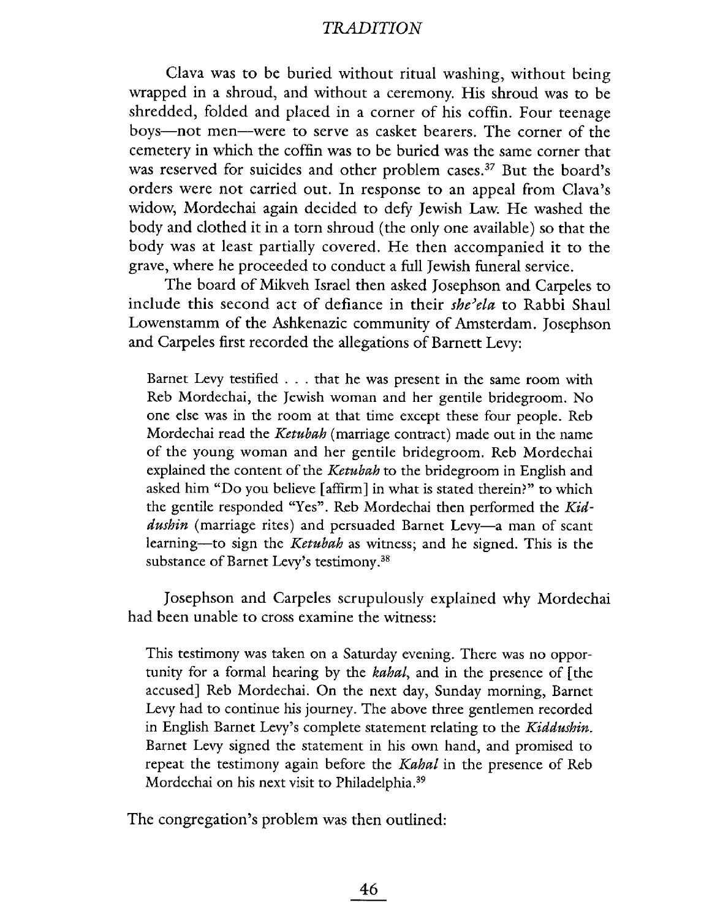Clava was to be buried without ritual washing, without being wrapped in a shroud, and without a ceremony. His shroud was to be shredded, folded and placed in a corner of his coffin. Four teenage boys—not men—were to serve as casket bearers. The corner of the cemetery in which the coffin was to be buried was the same corner that was reserved for suicides and other problem cases.[37] But the board's orders were not carried out. In response to an appeal from Clava's widow, Mordechai again decided to defy Jewish Law. He washed the body and clothed it in a torn shroud (the only one available) so that the body was at least partially covered. He then accompanied it to the grave, where he proceeded to conduct a full Jewish funeral service.

The board of Mikveh Israel then asked Josephson and Carpeles to include this second act of defiance in their *she'ela* to Rabbi Shaul Lowenstamm of the Ashkenazic community of Amsterdam. Josephson and Carpeles first recorded the allegations of Barnett Levy:

> Barnet Levy testified . . . that he was present in the same room with Reb Mordechai, the Jewish woman and her gentile bridegroom. No one else was in the room at that time except these four people. Reb Mordechai read the *Ketubah* (marriage contract) made out in the name of the young woman and her gentile bridegroom. Reb Mordechai explained the content of the *Ketubah* to the bridegroom in English and asked him "Do you believe [affirm] in what is stated therein?" to which the gentile responded "Yes". Reb Mordechai then performed the *Kiddushin* (marriage rites) and persuaded Barnet Levy—a man of scant learning—to sign the *Ketubah* as witness; and he signed. This is the substance of Barnet Levy's testimony.[38]

Josephson and Carpeles scrupulously explained why Mordechai had been unable to cross examine the witness:

> This testimony was taken on a Saturday evening. There was no opportunity for a formal hearing by the *kahal*, and in the presence of [the accused] Reb Mordechai. On the next day, Sunday morning, Barnet Levy had to continue his journey. The above three gentlemen recorded in English Barnet Levy's complete statement relating to the *Kiddushin*. Barnet Levy signed the statement in his own hand, and promised to repeat the testimony again before the *Kahal* in the presence of Reb Mordechai on his next visit to Philadelphia.[39]

The congregation's problem was then outlined: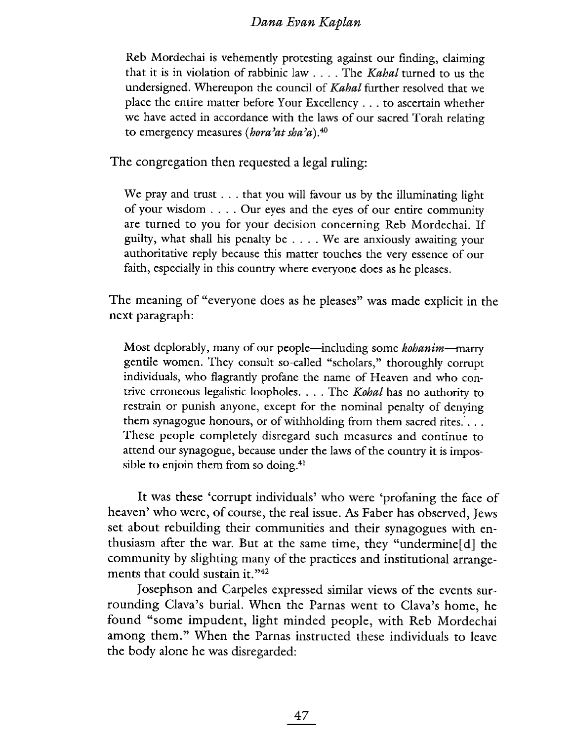Reb Mordechai is vehemently protesting against our finding, claiming that it is in violation of rabbinic law . . . . The *Kahal* turned to us the undersigned. Whereupon the council of *Kahal* further resolved that we place the entire matter before Your Excellency . . . to ascertain whether we have acted in accordance with the laws of our sacred Torah relating to emergency measures (*hora'at sha'a*).[40]

The congregation then requested a legal ruling:

> We pray and trust . . . that you will favour us by the illuminating light of your wisdom . . . . Our eyes and the eyes of our entire community are turned to you for your decision concerning Reb Mordechai. If guilty, what shall his penalty be . . . . We are anxiously awaiting your authoritative reply because this matter touches the very essence of our faith, especially in this country where everyone does as he pleases.

The meaning of "everyone does as he pleases" was made explicit in the next paragraph:

> Most deplorably, many of our people—including some *kohanim*—marry gentile women. They consult so-called "scholars," thoroughly corrupt individuals, who flagrantly profane the name of Heaven and who contrive erroneous legalistic loopholes. . . . The *Kohal* has no authority to restrain or punish anyone, except for the nominal penalty of denying them synagogue honours, or of withholding from them sacred rites. . . . These people completely disregard such measures and continue to attend our synagogue, because under the laws of the country it is impossible to enjoin them from so doing.[41]

It was these 'corrupt individuals' who were 'profaning the face of heaven' who were, of course, the real issue. As Faber has observed, Jews set about rebuilding their communities and their synagogues with enthusiasm after the war. But at the same time, they "undermine[d] the community by slighting many of the practices and institutional arrangements that could sustain it."[42]

Josephson and Carpeles expressed similar views of the events surrounding Clava's burial. When the Parnas went to Clava's home, he found "some impudent, light minded people, with Reb Mordechai among them." When the Parnas instructed these individuals to leave the body alone he was disregarded: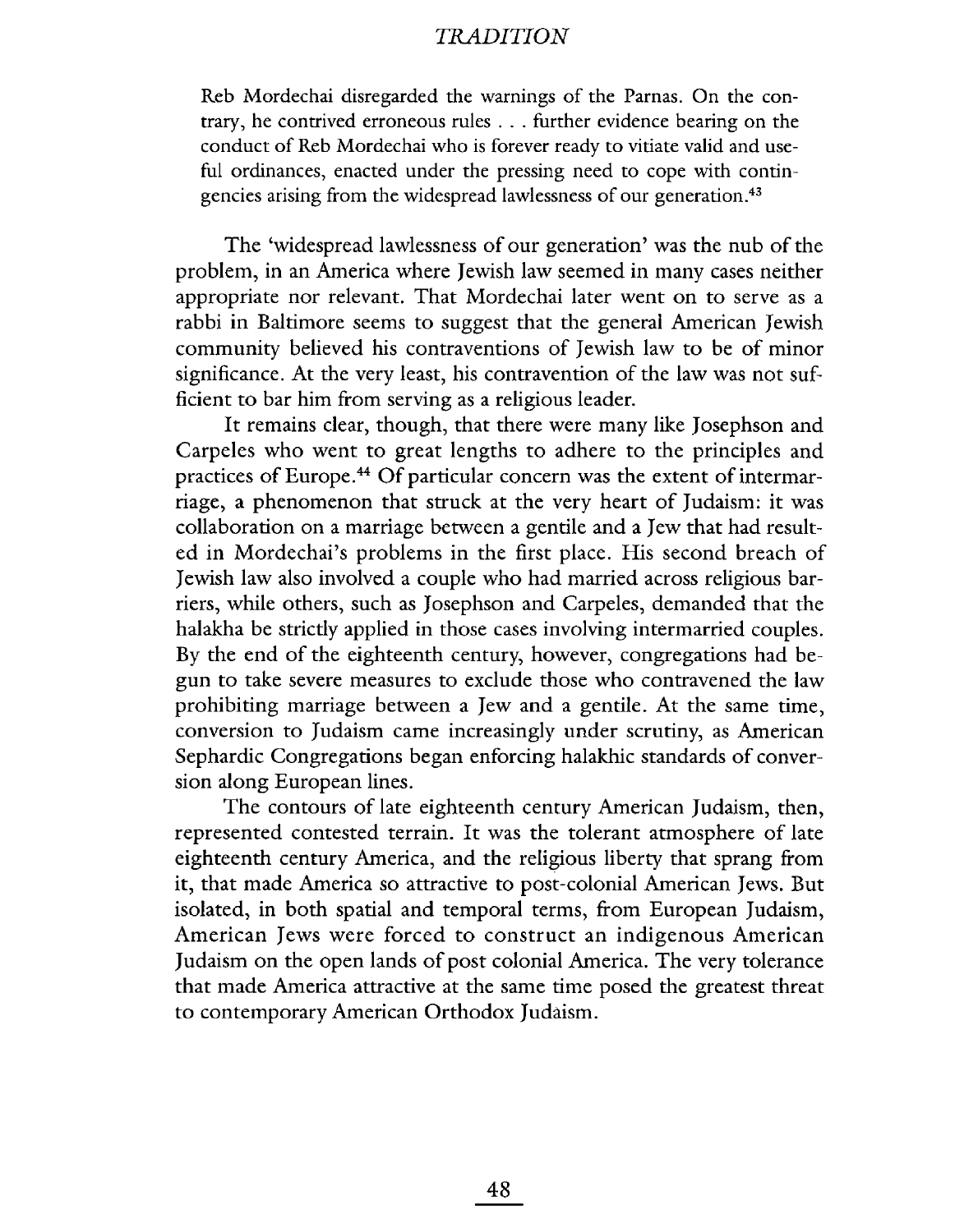> Reb Mordechai disregarded the warnings of the Parnas. On the contrary, he contrived erroneous rules . . . further evidence bearing on the conduct of Reb Mordechai who is forever ready to vitiate valid and useful ordinances, enacted under the pressing need to cope with contingencies arising from the widespread lawlessness of our generation.[43]

The 'widespread lawlessness of our generation' was the nub of the problem, in an America where Jewish law seemed in many cases neither appropriate nor relevant. That Mordechai later went on to serve as a rabbi in Baltimore seems to suggest that the general American Jewish community believed his contraventions of Jewish law to be of minor significance. At the very least, his contravention of the law was not sufficient to bar him from serving as a religious leader.

It remains clear, though, that there were many like Josephson and Carpeles who went to great lengths to adhere to the principles and practices of Europe.[44] Of particular concern was the extent of intermarriage, a phenomenon that struck at the very heart of Judaism: it was collaboration on a marriage between a gentile and a Jew that had resulted in Mordechai's problems in the first place. His second breach of Jewish law also involved a couple who had married across religious barriers, while others, such as Josephson and Carpeles, demanded that the halakha be strictly applied in those cases involving intermarried couples. By the end of the eighteenth century, however, congregations had begun to take severe measures to exclude those who contravened the law prohibiting marriage between a Jew and a gentile. At the same time, conversion to Judaism came increasingly under scrutiny, as American Sephardic Congregations began enforcing halakhic standards of conversion along European lines.

The contours of late eighteenth century American Judaism, then, represented contested terrain. It was the tolerant atmosphere of late eighteenth century America, and the religious liberty that sprang from it, that made America so attractive to post-colonial American Jews. But isolated, in both spatial and temporal terms, from European Judaism, American Jews were forced to construct an indigenous American Judaism on the open lands of post colonial America. The very tolerance that made America attractive at the same time posed the greatest threat to contemporary American Orthodox Judaism.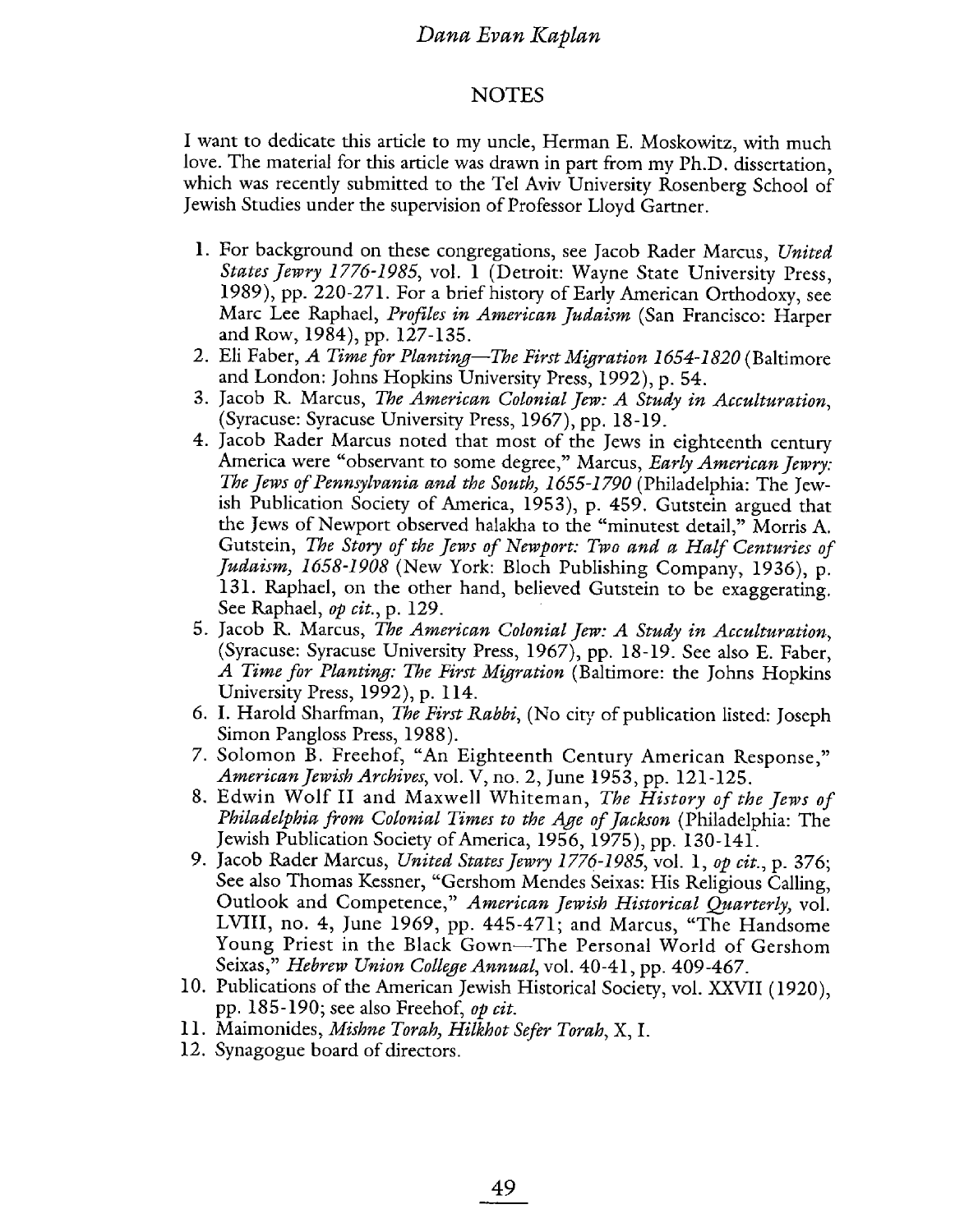## NOTES

I want to dedicate this article to my uncle, Herman E. Moskowitz, with much love. The material for this article was drawn in part from my Ph.D. dissertation, which was recently submitted to the Tel Aviv University Rosenberg School of Jewish Studies under the supervision of Professor Lloyd Gartner.

1. For background on these congregations, see Jacob Rader Marcus, *United States Jewry 1776-1985*, vol. 1 (Detroit: Wayne State University Press, 1989), pp. 220-271. For a brief history of Early American Orthodoxy, see Marc Lee Raphael, *Profiles in American Judaism* (San Francisco: Harper and Row, 1984), pp. 127-135.
2. Eli Faber, *A Time for Planting—The First Migration 1654-1820* (Baltimore and London: Johns Hopkins University Press, 1992), p. 54.
3. Jacob R. Marcus, *The American Colonial Jew: A Study in Acculturation*, (Syracuse: Syracuse University Press, 1967), pp. 18-19.
4. Jacob Rader Marcus noted that most of the Jews in eighteenth century America were "observant to some degree," Marcus, *Early American Jewry: The Jews of Pennsylvania and the South, 1655-1790* (Philadelphia: The Jewish Publication Society of America, 1953), p. 459. Gutstein argued that the Jews of Newport observed halakha to the "minutest detail," Morris A. Gutstein, *The Story of the Jews of Newport: Two and a Half Centuries of Judaism, 1658-1908* (New York: Bloch Publishing Company, 1936), p. 131. Raphael, on the other hand, believed Gutstein to be exaggerating. See Raphael, *op cit.*, p. 129.
5. Jacob R. Marcus, *The American Colonial Jew: A Study in Acculturation*, (Syracuse: Syracuse University Press, 1967), pp. 18-19. See also E. Faber, *A Time for Planting: The First Migration* (Baltimore: the Johns Hopkins University Press, 1992), p. 114.
6. I. Harold Sharfman, *The First Rabbi*, (No city of publication listed: Joseph Simon Pangloss Press, 1988).
7. Solomon B. Freehof, "An Eighteenth Century American Response," *American Jewish Archives*, vol. V, no. 2, June 1953, pp. 121-125.
8. Edwin Wolf II and Maxwell Whiteman, *The History of the Jews of Philadelphia from Colonial Times to the Age of Jackson* (Philadelphia: The Jewish Publication Society of America, 1956, 1975), pp. 130-141.
9. Jacob Rader Marcus, *United States Jewry 1776-1985*, vol. 1, *op cit.*, p. 376; See also Thomas Kessner, "Gershom Mendes Seixas: His Religious Calling, Outlook and Competence," *American Jewish Historical Quarterly*, vol. LVIII, no. 4, June 1969, pp. 445-471; and Marcus, "The Handsome Young Priest in the Black Gown—The Personal World of Gershom Seixas," *Hebrew Union College Annual*, vol. 40-41, pp. 409-467.
10. Publications of the American Jewish Historical Society, vol. XXVII (1920), pp. 185-190; see also Freehof, *op cit.*
11. Maimonides, *Mishne Torah, Hilkhot Sefer Torah*, X, I.
12. Synagogue board of directors.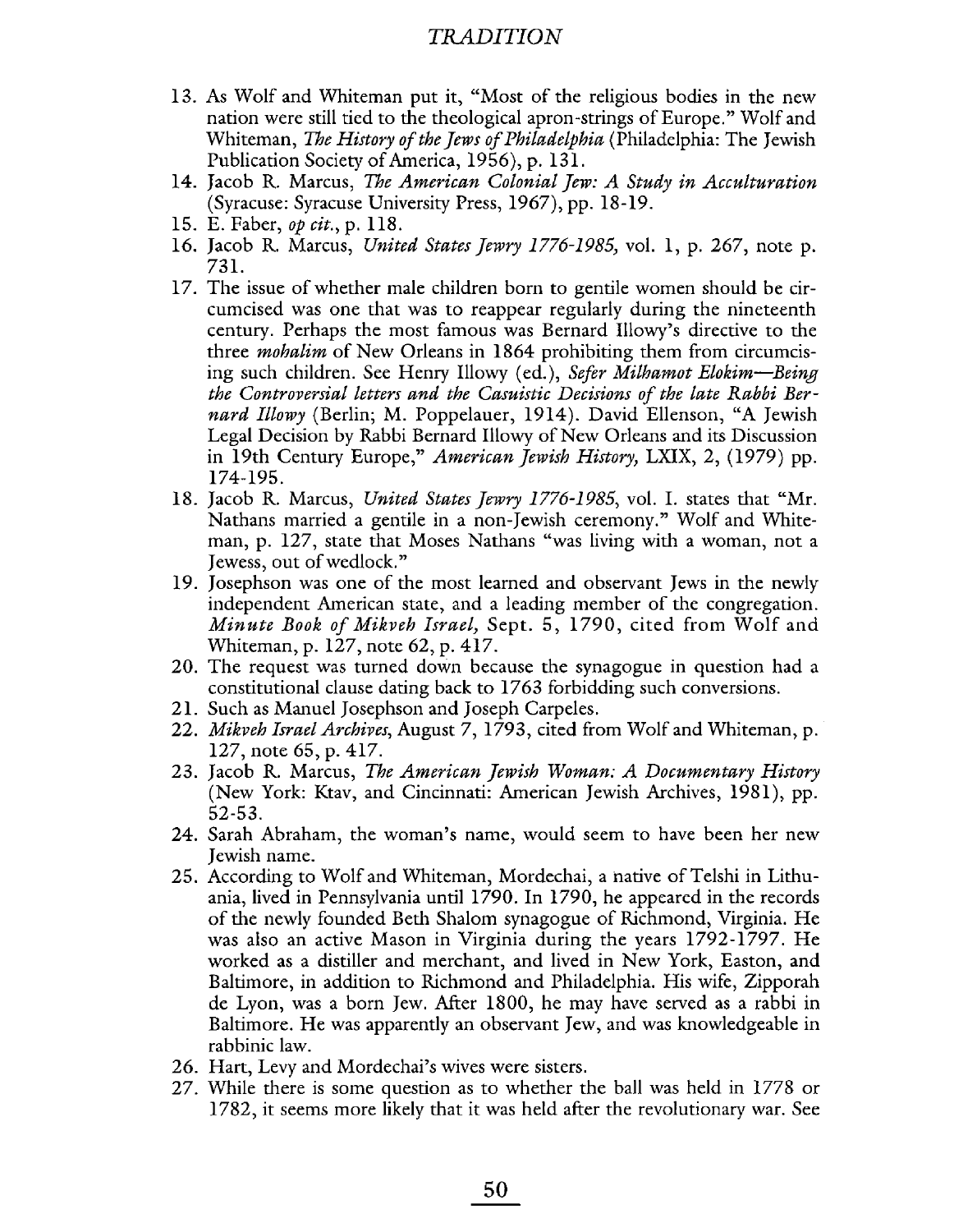13. As Wolf and Whiteman put it, "Most of the religious bodies in the new nation were still tied to the theological apron-strings of Europe." Wolf and Whiteman, *The History of the Jews of Philadelphia* (Philadelphia: The Jewish Publication Society of America, 1956), p. 131.
14. Jacob R. Marcus, *The American Colonial Jew: A Study in Acculturation* (Syracuse: Syracuse University Press, 1967), pp. 18-19.
15. E. Faber, *op cit.*, p. 118.
16. Jacob R. Marcus, *United States Jewry 1776-1985,* vol. 1, p. 267, note p. 731.
17. The issue of whether male children born to gentile women should be circumcised was one that was to reappear regularly during the nineteenth century. Perhaps the most famous was Bernard Illowy's directive to the three *mohalim* of New Orleans in 1864 prohibiting them from circumcising such children. See Henry Illowy (ed.), *Sefer Milhamot Elokim—Being the Controversial letters and the Casuistic Decisions of the late Rabbi Bernard Illowy* (Berlin; M. Poppelauer, 1914). David Ellenson, "A Jewish Legal Decision by Rabbi Bernard Illowy of New Orleans and its Discussion in 19th Century Europe," *American Jewish History,* LXIX, 2, (1979) pp. 174-195.
18. Jacob R. Marcus, *United States Jewry 1776-1985*, vol. I. states that "Mr. Nathans married a gentile in a non-Jewish ceremony." Wolf and Whiteman, p. 127, state that Moses Nathans "was living with a woman, not a Jewess, out of wedlock."
19. Josephson was one of the most learned and observant Jews in the newly independent American state, and a leading member of the congregation. *Minute Book of Mikveh Israel,* Sept. 5, 1790, cited from Wolf and Whiteman, p. 127, note 62, p. 417.
20. The request was turned down because the synagogue in question had a constitutional clause dating back to 1763 forbidding such conversions.
21. Such as Manuel Josephson and Joseph Carpeles.
22. *Mikveh Israel Archives,* August 7, 1793, cited from Wolf and Whiteman, p. 127, note 65, p. 417.
23. Jacob R. Marcus, *The American Jewish Woman: A Documentary History* (New York: Ktav, and Cincinnati: American Jewish Archives, 1981), pp. 52-53.
24. Sarah Abraham, the woman's name, would seem to have been her new Jewish name.
25. According to Wolf and Whiteman, Mordechai, a native of Telshi in Lithuania, lived in Pennsylvania until 1790. In 1790, he appeared in the records of the newly founded Beth Shalom synagogue of Richmond, Virginia. He was also an active Mason in Virginia during the years 1792-1797. He worked as a distiller and merchant, and lived in New York, Easton, and Baltimore, in addition to Richmond and Philadelphia. His wife, Zipporah de Lyon, was a born Jew. After 1800, he may have served as a rabbi in Baltimore. He was apparently an observant Jew, and was knowledgeable in rabbinic law.
26. Hart, Levy and Mordechai's wives were sisters.
27. While there is some question as to whether the ball was held in 1778 or 1782, it seems more likely that it was held after the revolutionary war. See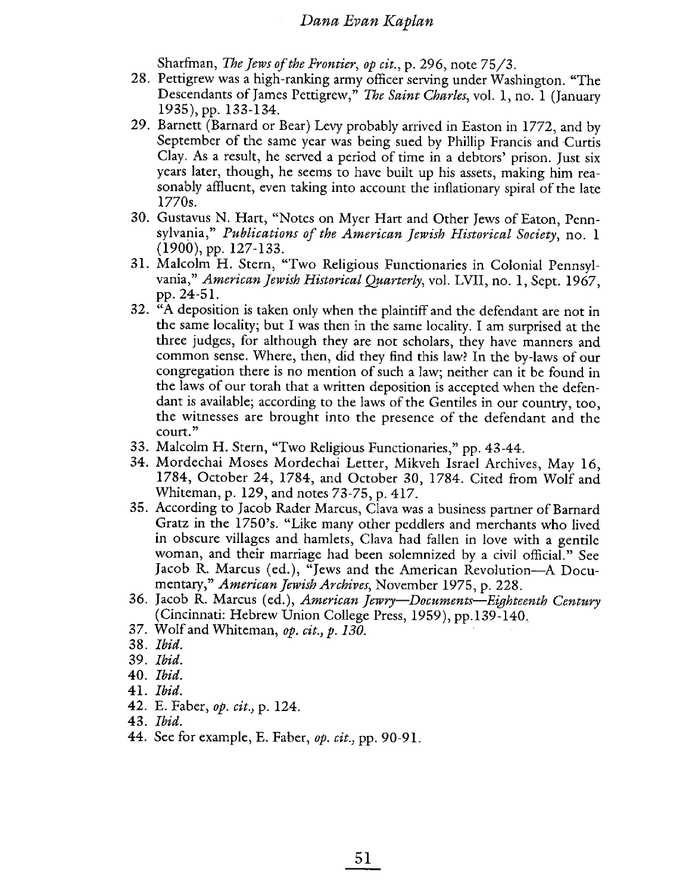Sharfman, *The Jews of the Frontier, op cit.*, p. 296, note 75/3.

28. Pettigrew was a high-ranking army officer serving under Washington. "The Descendants of James Pettigrew," *The Saint Charles*, vol. 1, no. 1 (January 1935), pp. 133-134.
29. Barnett (Barnard or Bear) Levy probably arrived in Easton in 1772, and by September of the same year was being sued by Phillip Francis and Curtis Clay. As a result, he served a period of time in a debtors' prison. Just six years later, though, he seems to have built up his assets, making him reasonably affluent, even taking into account the inflationary spiral of the late 1770s.
30. Gustavus N. Hart, "Notes on Myer Hart and Other Jews of Eaton, Pennsylvania," *Publications of the American Jewish Historical Society*, no. 1 (1900), pp. 127-133.
31. Malcolm H. Stern, "Two Religious Functionaries in Colonial Pennsylvania," *American Jewish Historical Quarterly*, vol. LVII, no. 1, Sept. 1967, pp. 24-51.
32. "A deposition is taken only when the plaintiff and the defendant are not in the same locality; but I was then in the same locality. I am surprised at the three judges, for although they are not scholars, they have manners and common sense. Where, then, did they find this law? In the by-laws of our congregation there is no mention of such a law; neither can it be found in the laws of our torah that a written deposition is accepted when the defendant is available; according to the laws of the Gentiles in our country, too, the witnesses are brought into the presence of the defendant and the court."
33. Malcolm H. Stern, "Two Religious Functionaries," pp. 43-44.
34. Mordechai Moses Mordechai Letter, Mikveh Israel Archives, May 16, 1784, October 24, 1784, and October 30, 1784. Cited from Wolf and Whiteman, p. 129, and notes 73-75, p. 417.
35. According to Jacob Rader Marcus, Clava was a business partner of Barnard Gratz in the 1750's. "Like many other peddlers and merchants who lived in obscure villages and hamlets, Clava had fallen in love with a gentile woman, and their marriage had been solemnized by a civil official." See Jacob R. Marcus (ed.), "Jews and the American Revolution—A Documentary," *American Jewish Archives*, November 1975, p. 228.
36. Jacob R. Marcus (ed.), *American Jewry—Documents—Eighteenth Century* (Cincinnati: Hebrew Union College Press, 1959), pp.139-140.
37. Wolf and Whiteman, *op. cit., p. 130.*
38. *Ibid.*
39. *Ibid.*
40. *Ibid.*
41. *Ibid.*
42. E. Faber, *op. cit.*, p. 124.
43. *Ibid.*
44. See for example, E. Faber, *op. cit.*, pp. 90-91.